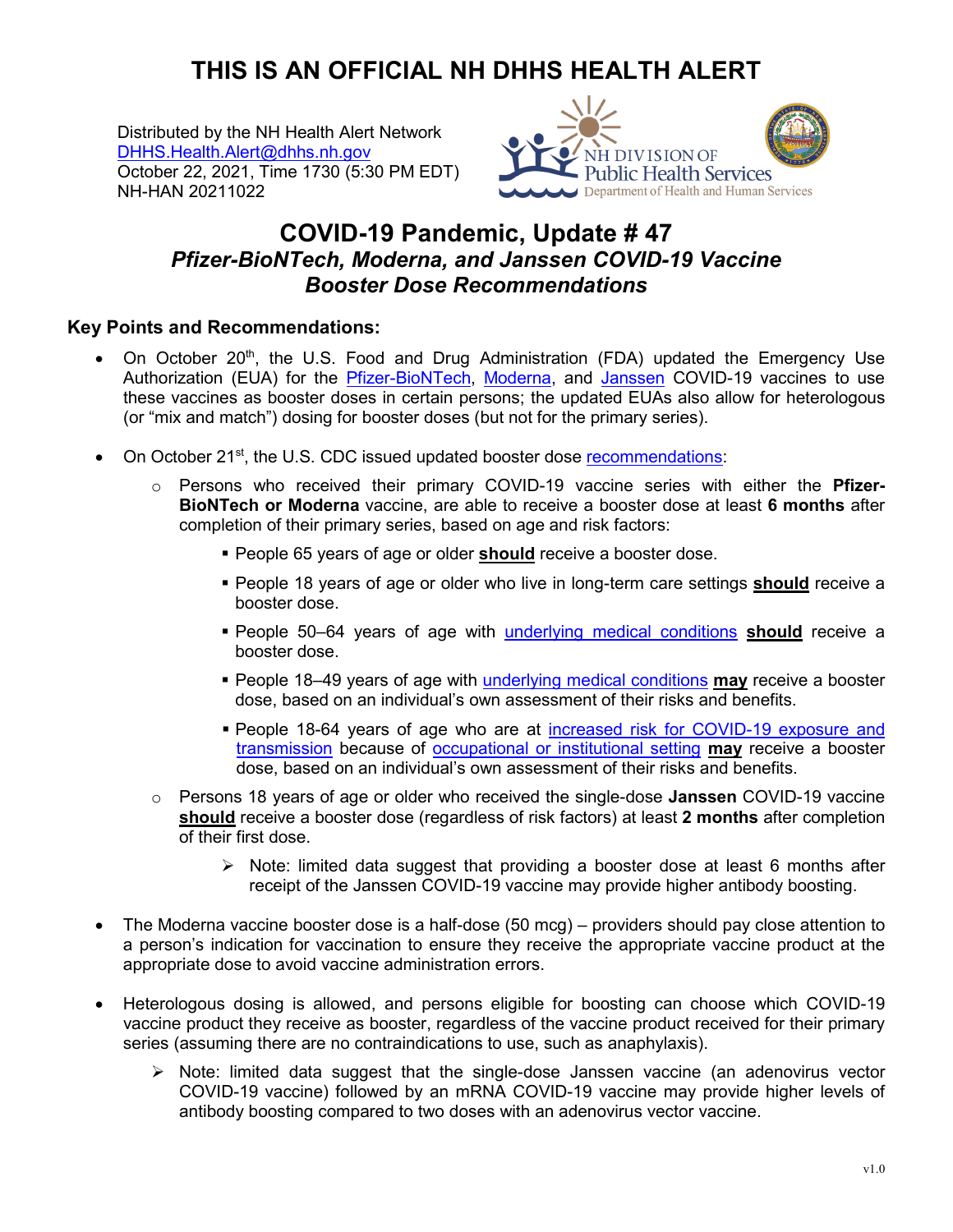# THIS IS AN OFFICIAL NH DHHS HEALTH ALERT

Distributed by the NH Health Alert Network
DHHS.Health.Alert@dhhs.nh.gov
October 22, 2021, Time 1730 (5:30 PM EDT)
NH-HAN 20211022

NH DIVISION OF Public Health Services
Department of Health and Human Services

## COVID-19 Pandemic, Update # 47

### *Pfizer-BioNTech, Moderna, and Janssen COVID-19 Vaccine Booster Dose Recommendations*

### Key Points and Recommendations:

- On October 20th, the U.S. Food and Drug Administration (FDA) updated the Emergency Use Authorization (EUA) for the Pfizer-BioNTech, Moderna, and Janssen COVID-19 vaccines to use these vaccines as booster doses in certain persons; the updated EUAs also allow for heterologous (or "mix and match") dosing for booster doses (but not for the primary series).

- On October 21st, the U.S. CDC issued updated booster dose recommendations:
  - Persons who received their primary COVID-19 vaccine series with either the **Pfizer-BioNTech or Moderna** vaccine, are able to receive a booster dose at least **6 months** after completion of their primary series, based on age and risk factors:
    - People 65 years of age or older **should** receive a booster dose.
    - People 18 years of age or older who live in long-term care settings **should** receive a booster dose.
    - People 50–64 years of age with underlying medical conditions **should** receive a booster dose.
    - People 18–49 years of age with underlying medical conditions **may** receive a booster dose, based on an individual's own assessment of their risks and benefits.
    - People 18-64 years of age who are at increased risk for COVID-19 exposure and transmission because of occupational or institutional setting **may** receive a booster dose, based on an individual's own assessment of their risks and benefits.
  - Persons 18 years of age or older who received the single-dose **Janssen** COVID-19 vaccine **should** receive a booster dose (regardless of risk factors) at least **2 months** after completion of their first dose.
    - Note: limited data suggest that providing a booster dose at least 6 months after receipt of the Janssen COVID-19 vaccine may provide higher antibody boosting.

- The Moderna vaccine booster dose is a half-dose (50 mcg) – providers should pay close attention to a person's indication for vaccination to ensure they receive the appropriate vaccine product at the appropriate dose to avoid vaccine administration errors.

- Heterologous dosing is allowed, and persons eligible for boosting can choose which COVID-19 vaccine product they receive as booster, regardless of the vaccine product received for their primary series (assuming there are no contraindications to use, such as anaphylaxis).
  - Note: limited data suggest that the single-dose Janssen vaccine (an adenovirus vector COVID-19 vaccine) followed by an mRNA COVID-19 vaccine may provide higher levels of antibody boosting compared to two doses with an adenovirus vector vaccine.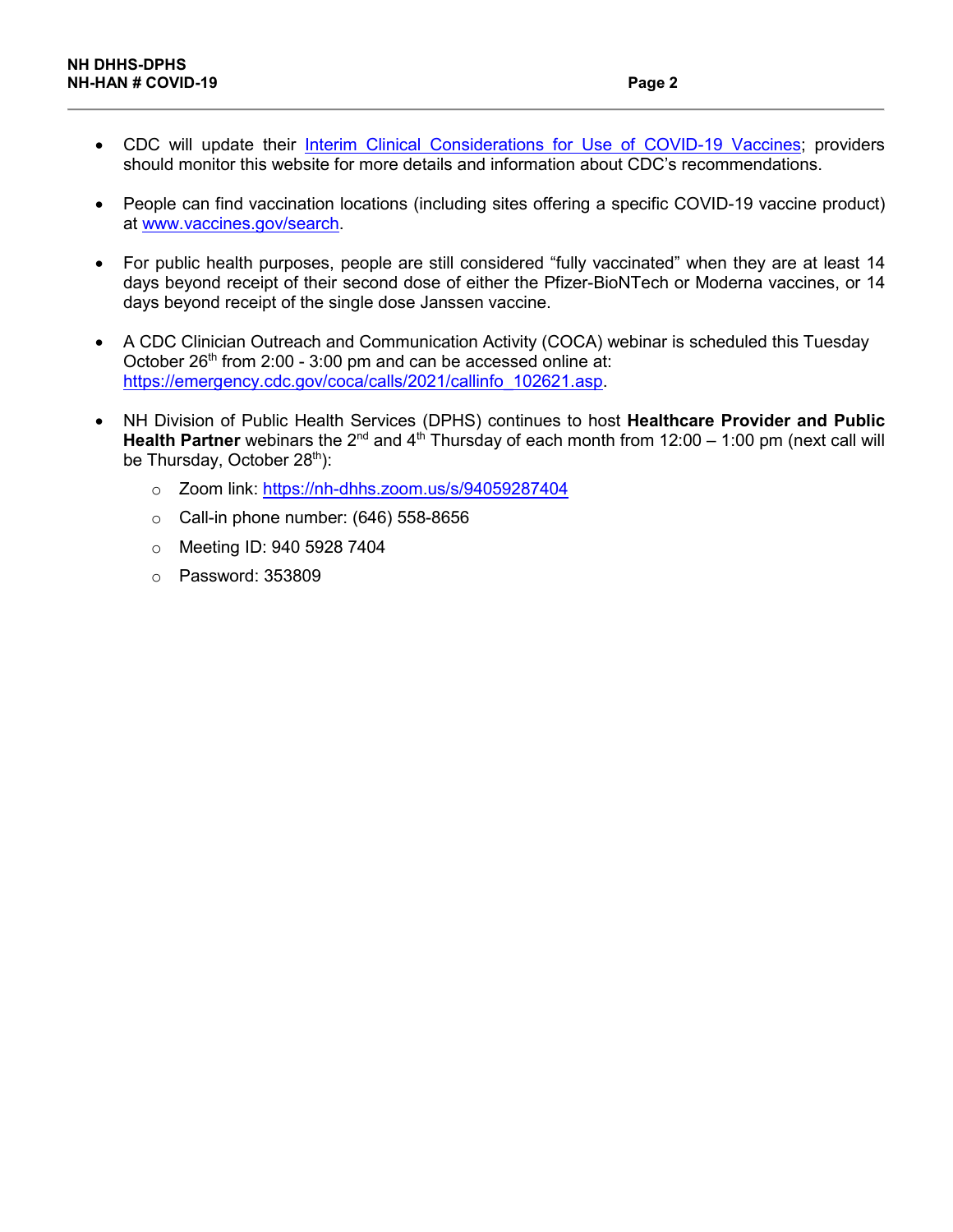- CDC will update their [Interim Clinical Considerations for Use of COVID-19 Vaccines](); providers should monitor this website for more details and information about CDC's recommendations.

- People can find vaccination locations (including sites offering a specific COVID-19 vaccine product) at [www.vaccines.gov/search](www.vaccines.gov/search).

- For public health purposes, people are still considered "fully vaccinated" when they are at least 14 days beyond receipt of their second dose of either the Pfizer-BioNTech or Moderna vaccines, or 14 days beyond receipt of the single dose Janssen vaccine.

- A CDC Clinician Outreach and Communication Activity (COCA) webinar is scheduled this Tuesday October 26th from 2:00 - 3:00 pm and can be accessed online at: [https://emergency.cdc.gov/coca/calls/2021/callinfo_102621.asp](https://emergency.cdc.gov/coca/calls/2021/callinfo_102621.asp).

- NH Division of Public Health Services (DPHS) continues to host **Healthcare Provider and Public Health Partner** webinars the 2nd and 4th Thursday of each month from 12:00 – 1:00 pm (next call will be Thursday, October 28th):
    - Zoom link: [https://nh-dhhs.zoom.us/s/94059287404](https://nh-dhhs.zoom.us/s/94059287404)
    - Call-in phone number: (646) 558-8656
    - Meeting ID: 940 5928 7404
    - Password: 353809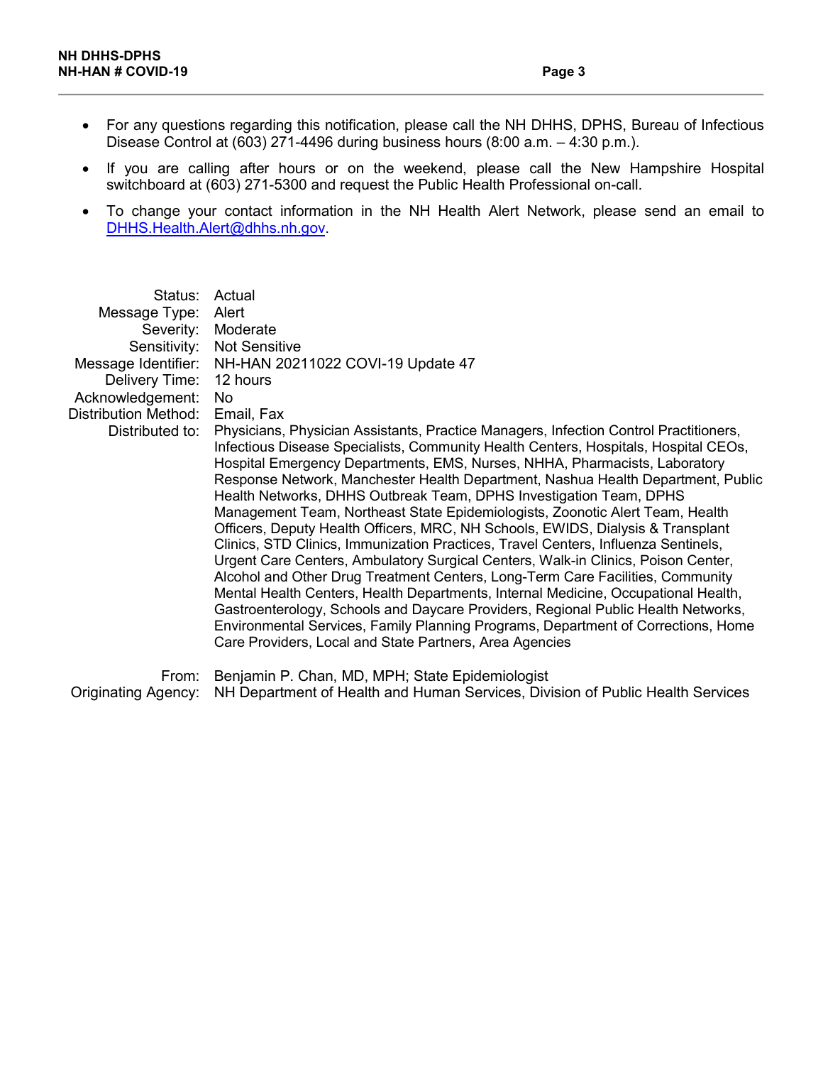- For any questions regarding this notification, please call the NH DHHS, DPHS, Bureau of Infectious Disease Control at (603) 271-4496 during business hours (8:00 a.m. – 4:30 p.m.).
- If you are calling after hours or on the weekend, please call the New Hampshire Hospital switchboard at (603) 271-5300 and request the Public Health Professional on-call.
- To change your contact information in the NH Health Alert Network, please send an email to DHHS.Health.Alert@dhhs.nh.gov.

| | |
|---|---|
| Status: | Actual |
| Message Type: | Alert |
| Severity: | Moderate |
| Sensitivity: | Not Sensitive |
| Message Identifier: | NH-HAN 20211022 COVI-19 Update 47 |
| Delivery Time: | 12 hours |
| Acknowledgement: | No |
| Distribution Method: | Email, Fax |
| Distributed to: | Physicians, Physician Assistants, Practice Managers, Infection Control Practitioners, Infectious Disease Specialists, Community Health Centers, Hospitals, Hospital CEOs, Hospital Emergency Departments, EMS, Nurses, NHHA, Pharmacists, Laboratory Response Network, Manchester Health Department, Nashua Health Department, Public Health Networks, DHHS Outbreak Team, DPHS Investigation Team, DPHS Management Team, Northeast State Epidemiologists, Zoonotic Alert Team, Health Officers, Deputy Health Officers, MRC, NH Schools, EWIDS, Dialysis & Transplant Clinics, STD Clinics, Immunization Practices, Travel Centers, Influenza Sentinels, Urgent Care Centers, Ambulatory Surgical Centers, Walk-in Clinics, Poison Center, Alcohol and Other Drug Treatment Centers, Long-Term Care Facilities, Community Mental Health Centers, Health Departments, Internal Medicine, Occupational Health, Gastroenterology, Schools and Daycare Providers, Regional Public Health Networks, Environmental Services, Family Planning Programs, Department of Corrections, Home Care Providers, Local and State Partners, Area Agencies |
| From: | Benjamin P. Chan, MD, MPH; State Epidemiologist |
| Originating Agency: | NH Department of Health and Human Services, Division of Public Health Services |